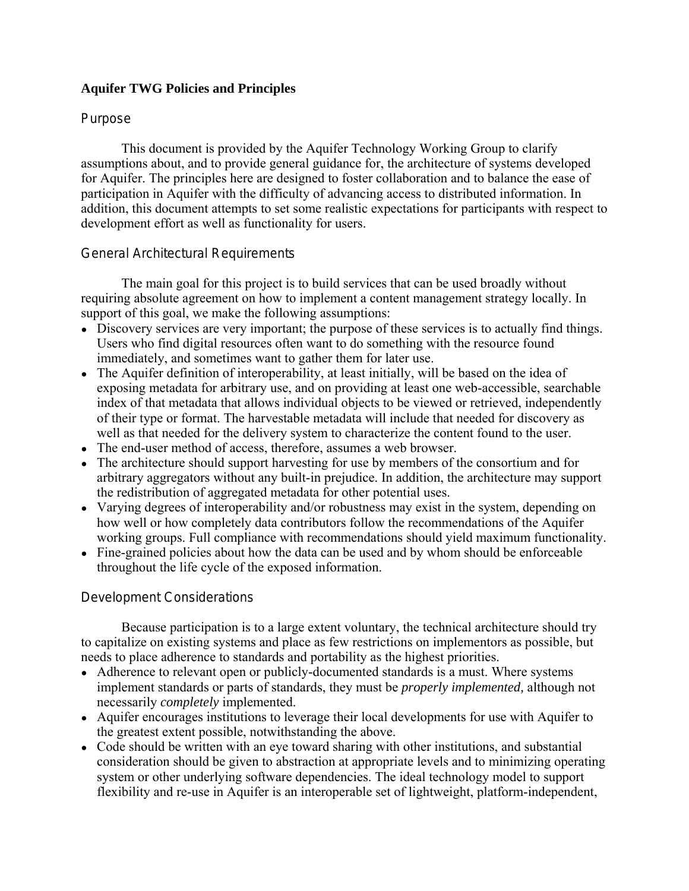# Aquifer TWG Policies and Principles

## Purpose

This document is provided by the Aquifer Technology Working Group to clarify assumptions about, and to provide general guidance for, the architecture of systems developed for Aquifer. The principles here are designed to foster collaboration and to balance the ease of participation in Aquifer with the difficulty of advancing access to distributed information. In addition, this document attempts to set some realistic expectations for participants with respect to development effort as well as functionality for users.

## General Architectural Requirements

The main goal for this project is to build services that can be used broadly without requiring absolute agreement on how to implement a content management strategy locally. In support of this goal, we make the following assumptions:

- Discovery services are very important; the purpose of these services is to actually find things. Users who find digital resources often want to do something with the resource found immediately, and sometimes want to gather them for later use.
- The Aquifer definition of interoperability, at least initially, will be based on the idea of exposing metadata for arbitrary use, and on providing at least one web-accessible, searchable index of that metadata that allows individual objects to be viewed or retrieved, independently of their type or format. The harvestable metadata will include that needed for discovery as well as that needed for the delivery system to characterize the content found to the user.
- The end-user method of access, therefore, assumes a web browser.
- The architecture should support harvesting for use by members of the consortium and for arbitrary aggregators without any built-in prejudice. In addition, the architecture may support the redistribution of aggregated metadata for other potential uses.
- Varying degrees of interoperability and/or robustness may exist in the system, depending on how well or how completely data contributors follow the recommendations of the Aquifer working groups. Full compliance with recommendations should yield maximum functionality.
- Fine-grained policies about how the data can be used and by whom should be enforceable throughout the life cycle of the exposed information.

## Development Considerations

Because participation is to a large extent voluntary, the technical architecture should try to capitalize on existing systems and place as few restrictions on implementors as possible, but needs to place adherence to standards and portability as the highest priorities.

- Adherence to relevant open or publicly-documented standards is a must. Where systems implement standards or parts of standards, they must be *properly implemented,* although not necessarily *completely* implemented.
- Aquifer encourages institutions to leverage their local developments for use with Aquifer to the greatest extent possible, notwithstanding the above.
- Code should be written with an eye toward sharing with other institutions, and substantial consideration should be given to abstraction at appropriate levels and to minimizing operating system or other underlying software dependencies. The ideal technology model to support flexibility and re-use in Aquifer is an interoperable set of lightweight, platform-independent,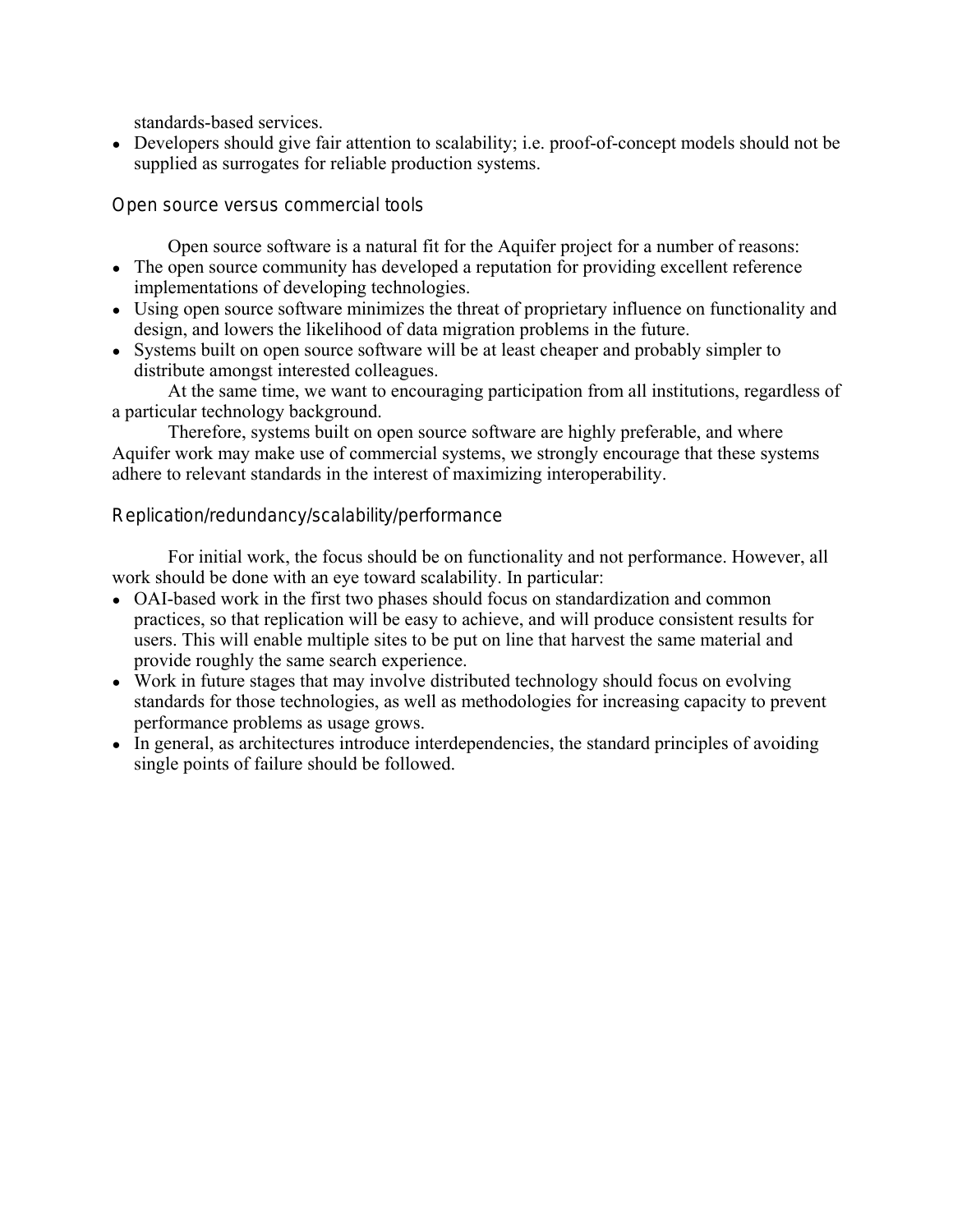standards-based services.

- Developers should give fair attention to scalability; i.e. proof-of-concept models should not be supplied as surrogates for reliable production systems.

### Open source versus commercial tools

Open source software is a natural fit for the Aquifer project for a number of reasons:

- The open source community has developed a reputation for providing excellent reference implementations of developing technologies.
- Using open source software minimizes the threat of proprietary influence on functionality and design, and lowers the likelihood of data migration problems in the future.
- Systems built on open source software will be at least cheaper and probably simpler to distribute amongst interested colleagues.

At the same time, we want to encouraging participation from all institutions, regardless of a particular technology background.

Therefore, systems built on open source software are highly preferable, and where Aquifer work may make use of commercial systems, we strongly encourage that these systems adhere to relevant standards in the interest of maximizing interoperability.

### Replication/redundancy/scalability/performance

For initial work, the focus should be on functionality and not performance. However, all work should be done with an eye toward scalability. In particular:

- OAI-based work in the first two phases should focus on standardization and common practices, so that replication will be easy to achieve, and will produce consistent results for users. This will enable multiple sites to be put on line that harvest the same material and provide roughly the same search experience.
- Work in future stages that may involve distributed technology should focus on evolving standards for those technologies, as well as methodologies for increasing capacity to prevent performance problems as usage grows.
- In general, as architectures introduce interdependencies, the standard principles of avoiding single points of failure should be followed.